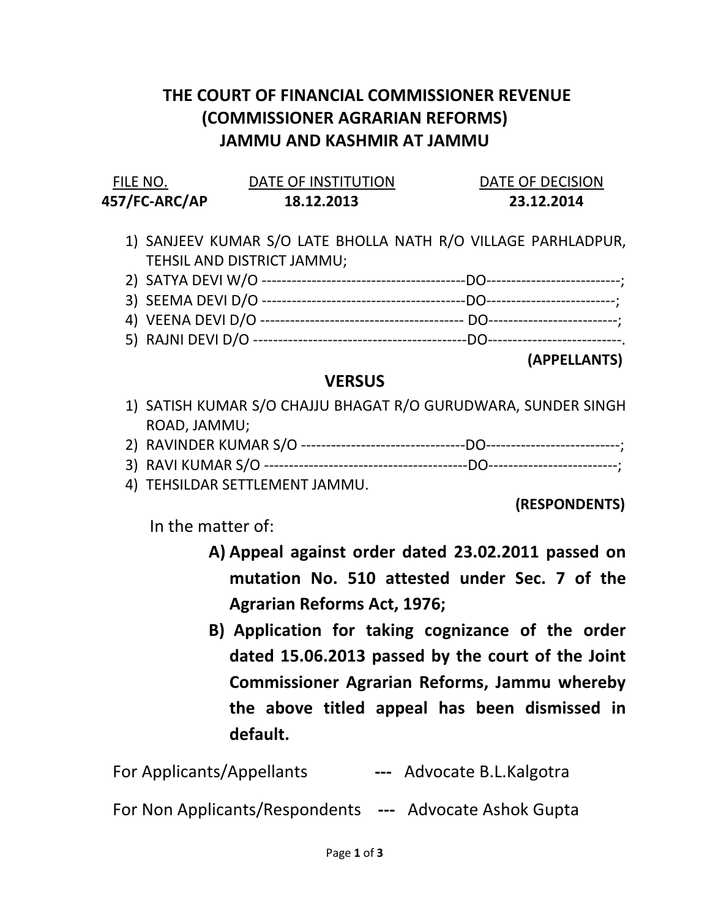# THE COURT OF FINANCIAL COMMISSIONER REVENUE (COMMISSIONER AGRARIAN REFORMS) JAMMU AND KASHMIR AT JAMMU

| FILE NO. | DATE OF INSTITUTION | DATE OF DECISION |
|---|---|---|
| **457/FC-ARC/AP** | **18.12.2013** | **23.12.2014** |

1) SANJEEV KUMAR S/O LATE BHOLLA NATH R/O VILLAGE PARHLADPUR, TEHSIL AND DISTRICT JAMMU;
2) SATYA DEVI W/O ----------------------------------------DO--------------------------;
3) SEEMA DEVI D/O ----------------------------------------DO-------------------------;
4) VEENA DEVI D/O ---------------------------------------- DO-------------------------;
5) RAJNI DEVI D/O ------------------------------------------DO--------------------------.

**(APPELLANTS)**

**VERSUS**

1) SATISH KUMAR S/O CHAJJU BHAGAT R/O GURUDWARA, SUNDER SINGH ROAD, JAMMU;
2) RAVINDER KUMAR S/O --------------------------------DO--------------------------;
3) RAVI KUMAR S/O ----------------------------------------DO-------------------------;
4) TEHSILDAR SETTLEMENT JAMMU.

**(RESPONDENTS)**

In the matter of:

A) **Appeal against order dated 23.02.2011 passed on mutation No. 510 attested under Sec. 7 of the Agrarian Reforms Act, 1976;**

B) **Application for taking cognizance of the order dated 15.06.2013 passed by the court of the Joint Commissioner Agrarian Reforms, Jammu whereby the above titled appeal has been dismissed in default.**

For Applicants/Appellants **---** Advocate B.L.Kalgotra

For Non Applicants/Respondents **---** Advocate Ashok Gupta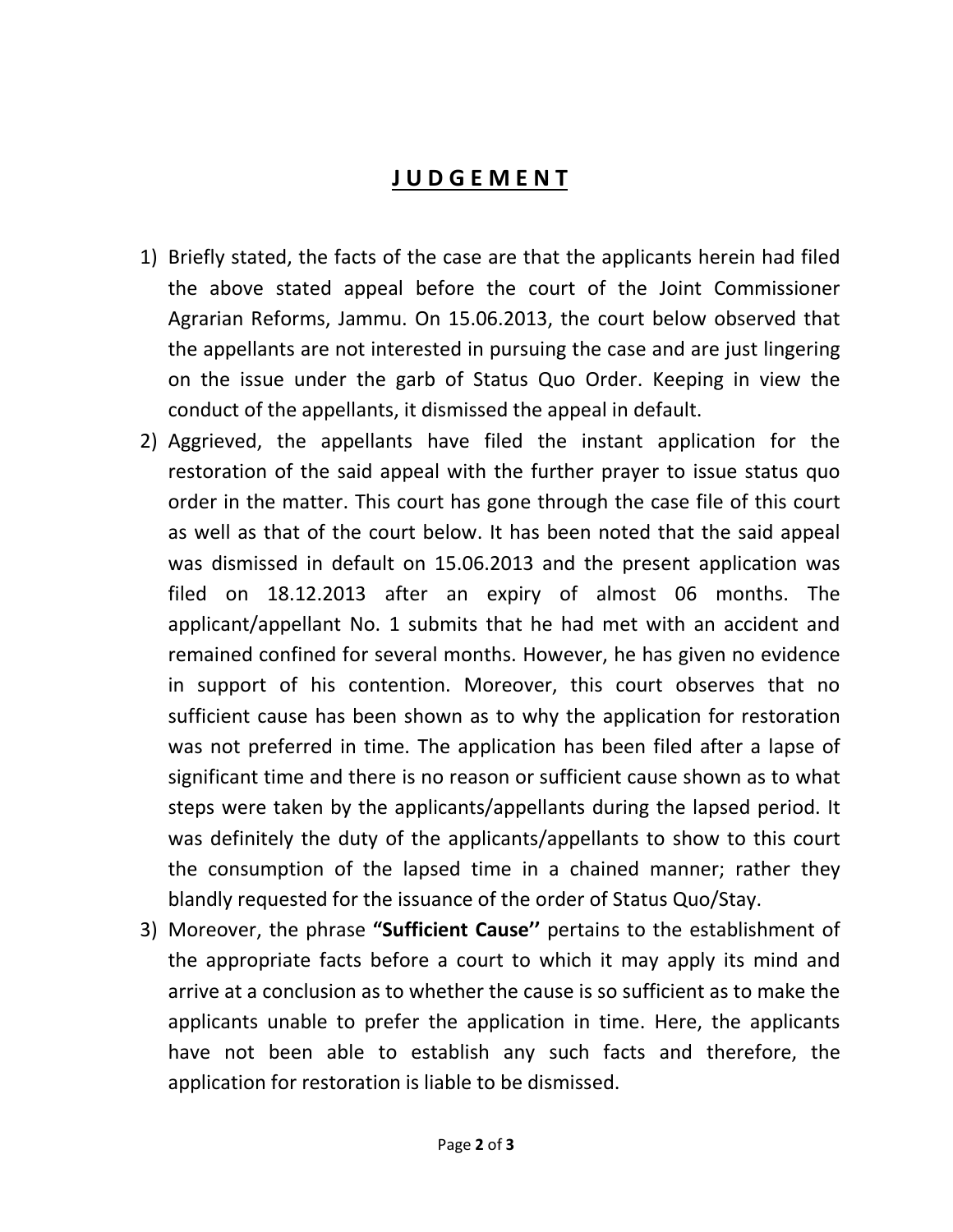# J U D G E M E N T

1) Briefly stated, the facts of the case are that the applicants herein had filed the above stated appeal before the court of the Joint Commissioner Agrarian Reforms, Jammu. On 15.06.2013, the court below observed that the appellants are not interested in pursuing the case and are just lingering on the issue under the garb of Status Quo Order. Keeping in view the conduct of the appellants, it dismissed the appeal in default.
2) Aggrieved, the appellants have filed the instant application for the restoration of the said appeal with the further prayer to issue status quo order in the matter. This court has gone through the case file of this court as well as that of the court below. It has been noted that the said appeal was dismissed in default on 15.06.2013 and the present application was filed on 18.12.2013 after an expiry of almost 06 months. The applicant/appellant No. 1 submits that he had met with an accident and remained confined for several months. However, he has given no evidence in support of his contention. Moreover, this court observes that no sufficient cause has been shown as to why the application for restoration was not preferred in time. The application has been filed after a lapse of significant time and there is no reason or sufficient cause shown as to what steps were taken by the applicants/appellants during the lapsed period. It was definitely the duty of the applicants/appellants to show to this court the consumption of the lapsed time in a chained manner; rather they blandly requested for the issuance of the order of Status Quo/Stay.
3) Moreover, the phrase **"Sufficient Cause''** pertains to the establishment of the appropriate facts before a court to which it may apply its mind and arrive at a conclusion as to whether the cause is so sufficient as to make the applicants unable to prefer the application in time. Here, the applicants have not been able to establish any such facts and therefore, the application for restoration is liable to be dismissed.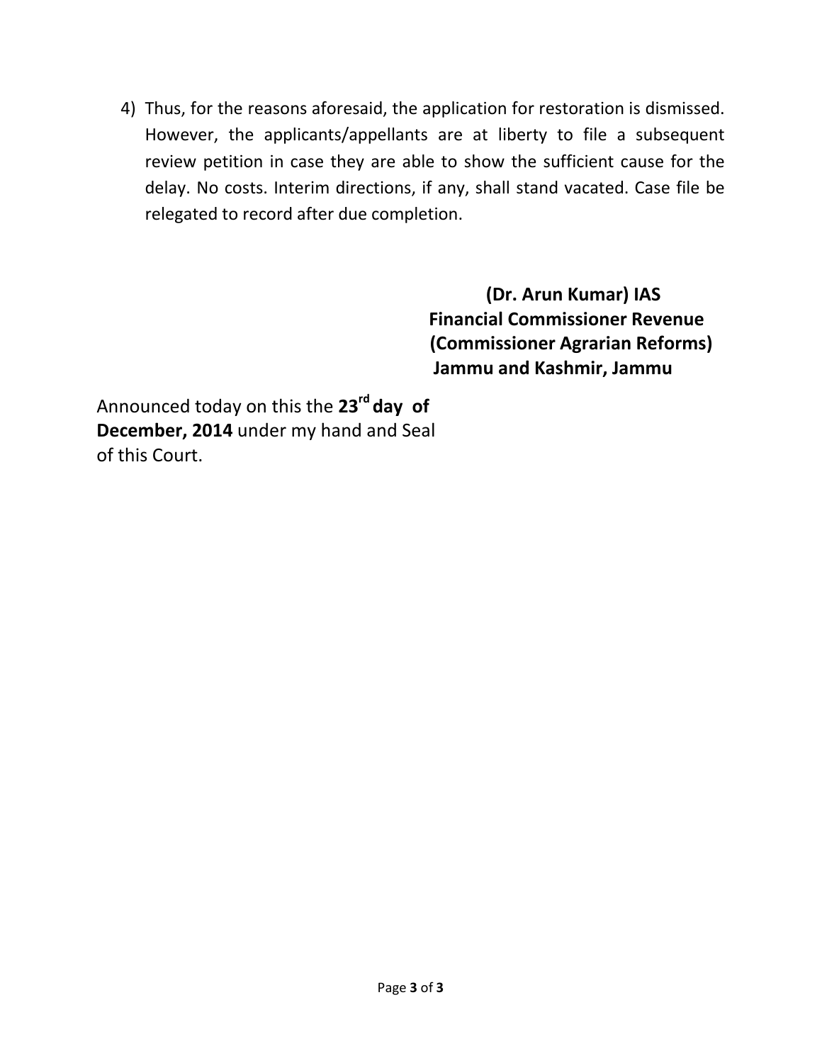4) Thus, for the reasons aforesaid, the application for restoration is dismissed. However, the applicants/appellants are at liberty to file a subsequent review petition in case they are able to show the sufficient cause for the delay. No costs. Interim directions, if any, shall stand vacated. Case file be relegated to record after due completion.

**(Dr. Arun Kumar) IAS**
**Financial Commissioner Revenue**
**(Commissioner Agrarian Reforms)**
**Jammu and Kashmir, Jammu**

Announced today on this the **23rd day of December, 2014** under my hand and Seal of this Court.